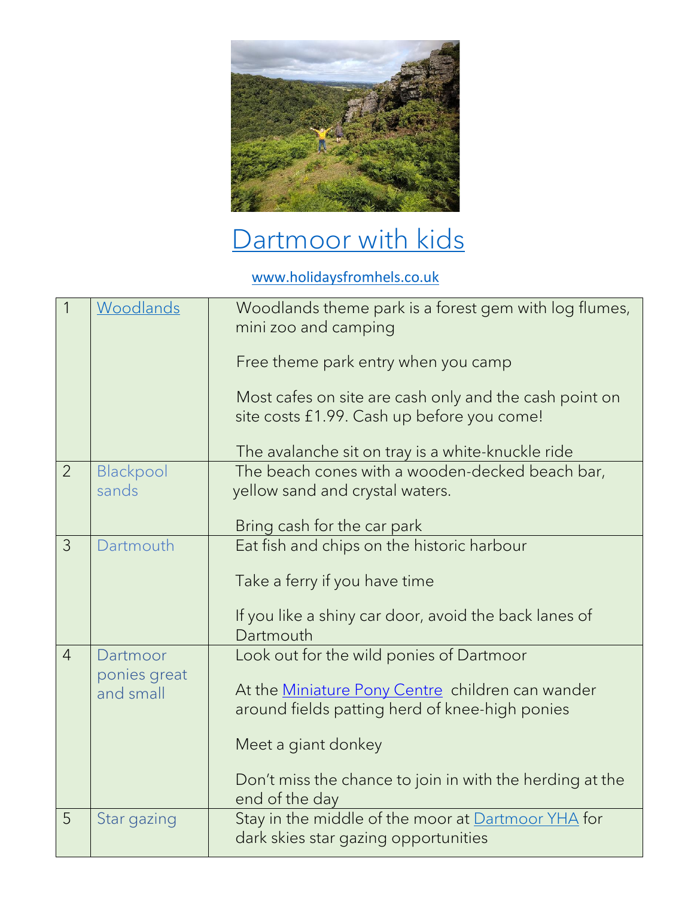# Dartmoor with kids

www.holidaysfromhels.co.uk

| | | |
|---|---|---|
| 1 | Woodlands | Woodlands theme park is a forest gem with log flumes, mini zoo and camping<br><br>Free theme park entry when you camp<br><br>Most cafes on site are cash only and the cash point on site costs £1.99. Cash up before you come!<br><br>The avalanche sit on tray is a white-knuckle ride |
| 2 | Blackpool sands | The beach cones with a wooden-decked beach bar, yellow sand and crystal waters.<br><br>Bring cash for the car park |
| 3 | Dartmouth | Eat fish and chips on the historic harbour<br><br>Take a ferry if you have time<br><br>If you like a shiny car door, avoid the back lanes of Dartmouth |
| 4 | Dartmoor ponies great and small | Look out for the wild ponies of Dartmoor<br><br>At the Miniature Pony Centre children can wander around fields patting herd of knee-high ponies<br><br>Meet a giant donkey<br><br>Don't miss the chance to join in with the herding at the end of the day |
| 5 | Star gazing | Stay in the middle of the moor at Dartmoor YHA for dark skies star gazing opportunities |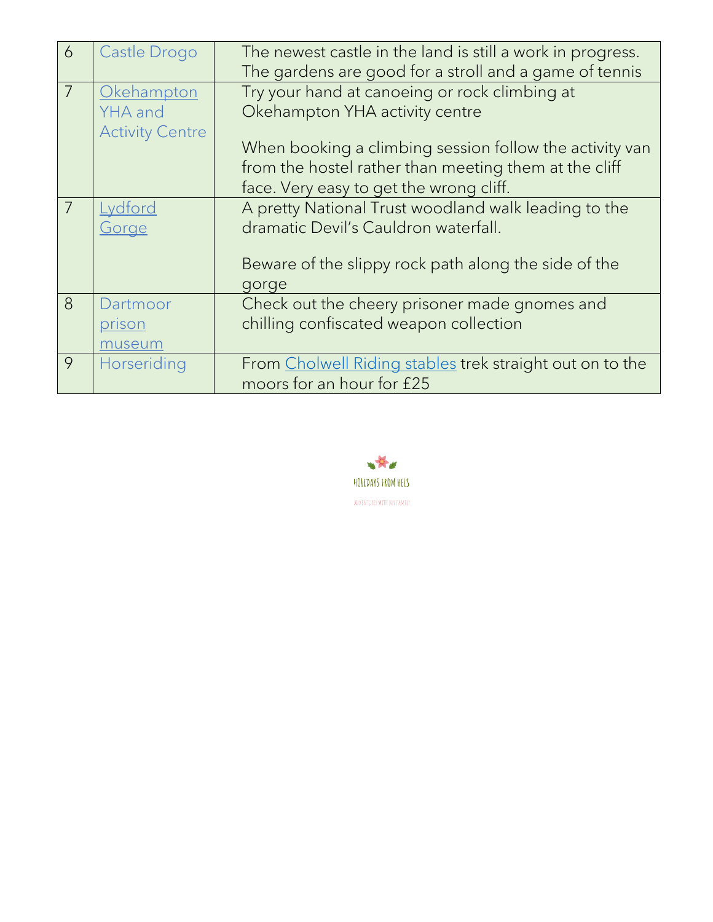| | | |
|---|---|---|
| 6 | Castle Drogo | The newest castle in the land is still a work in progress. The gardens are good for a stroll and a game of tennis |
| 7 | Okehampton YHA and Activity Centre | Try your hand at canoeing or rock climbing at Okehampton YHA activity centre<br><br>When booking a climbing session follow the activity van from the hostel rather than meeting them at the cliff face. Very easy to get the wrong cliff. |
| 7 | Lydford Gorge | A pretty National Trust woodland walk leading to the dramatic Devil's Cauldron waterfall.<br><br>Beware of the slippy rock path along the side of the gorge |
| 8 | Dartmoor prison museum | Check out the cheery prisoner made gnomes and chilling confiscated weapon collection |
| 9 | Horseriding | From Cholwell Riding stables trek straight out on to the moors for an hour for £25 |

HOLIDAYS FROM HELS

ADVENTURES WITH MY FAMILY